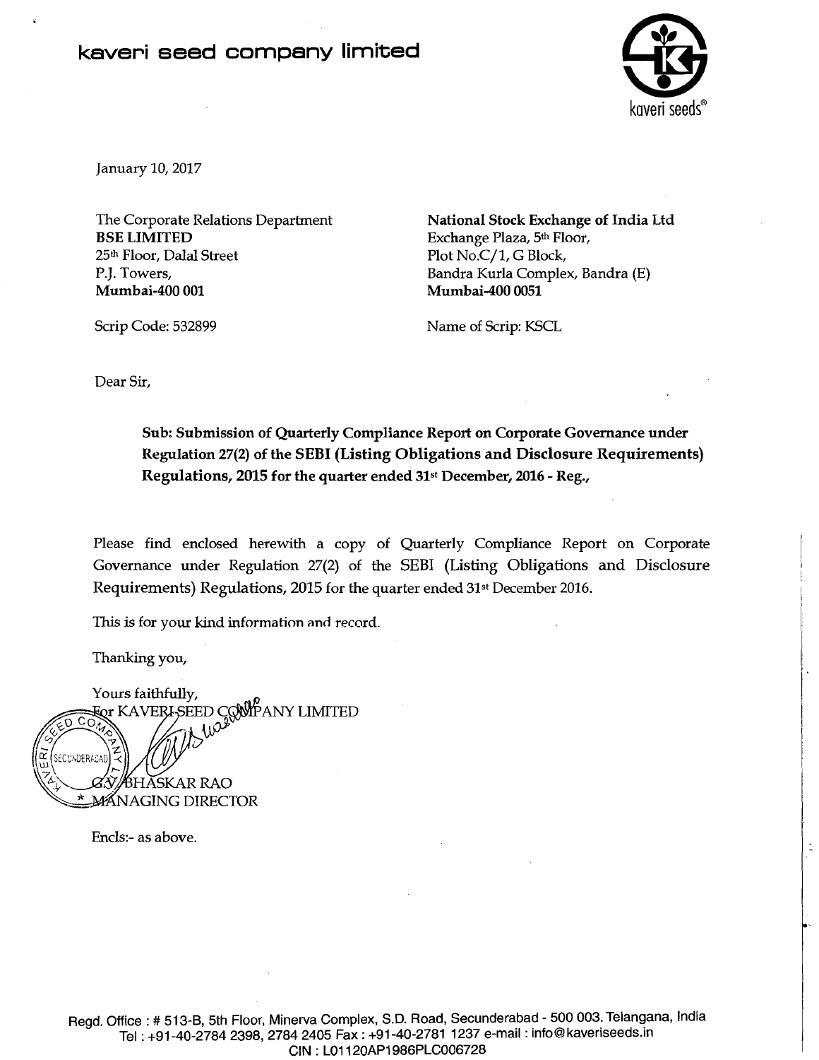# kaveri seed company limited

kaveri seeds®

January 10, 2017

The Corporate Relations Department
**BSE LIMITED**
25th Floor, Dalal Street
P.J. Towers,
**Mumbai-400 001**

Scrip Code: 532899

**National Stock Exchange of India Ltd**
Exchange Plaza, 5th Floor,
Plot No.C/1, G Block,
Bandra Kurla Complex, Bandra (E)
**Mumbai-400 0051**

Name of Scrip: KSCL

Dear Sir,

**Sub: Submission of Quarterly Compliance Report on Corporate Governance under Regulation 27(2) of the SEBI (Listing Obligations and Disclosure Requirements) Regulations, 2015 for the quarter ended 31st December, 2016 - Reg.,**

Please find enclosed herewith a copy of Quarterly Compliance Report on Corporate Governance under Regulation 27(2) of the SEBI (Listing Obligations and Disclosure Requirements) Regulations, 2015 for the quarter ended 31st December 2016.

This is for your kind information and record.

Thanking you,

Yours faithfully,
For KAVERI SEED COMPANY LIMITED

G.V. BHASKAR RAO
MANAGING DIRECTOR

Encls:- as above.

Regd. Office : # 513-B, 5th Floor, Minerva Complex, S.D. Road, Secunderabad - 500 003. Telangana, India
Tel : +91-40-2784 2398, 2784 2405 Fax : +91-40-2781 1237 e-mail : info@kaveriseeds.in
CIN : L01120AP1986PLC006728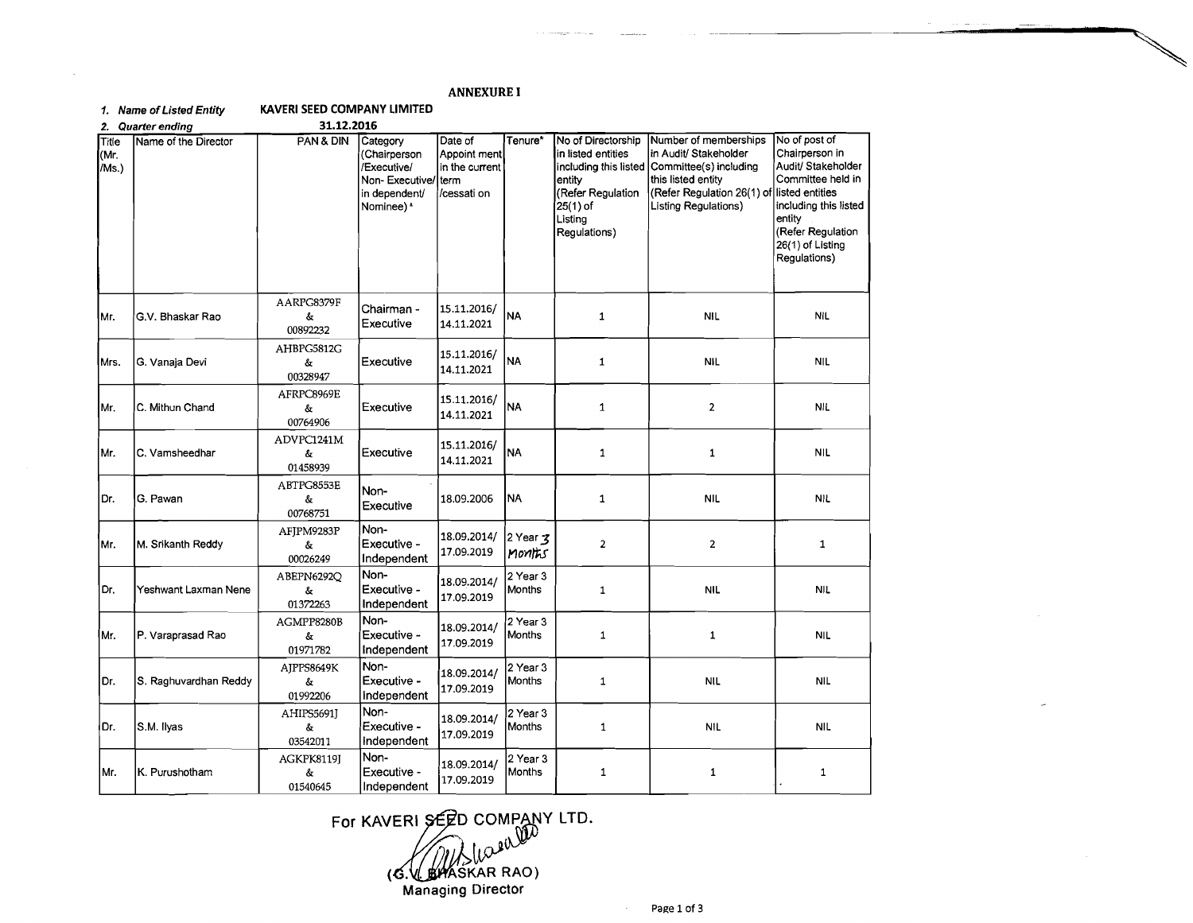**ANNEXURE I**

1. *Name of Listed Entity* **KAVERI SEED COMPANY LIMITED**
2. *Quarter ending* **31.12.2016**

| Title (Mr. /Ms.) | Name of the Director | PAN & DIN | Category (Chairperson /Executive/ Non- Executive/ in dependent/ Nominee) * | Date of Appoint ment in the current term /cessati on | Tenure* | No of Directorship in listed entities including this listed entity (Refer Regulation 25(1) of Listing Regulations) | Number of memberships in Audit/ Stakeholder Committee(s) including this listed entity (Refer Regulation 26(1) of Listing Regulations) | No of post of Chairperson in Audit/ Stakeholder Committee held in listed entities including this listed entity (Refer Regulation 26(1) of Listing Regulations) |
|---|---|---|---|---|---|---|---|---|
| Mr. | G.V. Bhaskar Rao | AARPG8379F & 00892232 | Chairman - Executive | 15.11.2016/ 14.11.2021 | NA | 1 | NIL | NIL |
| Mrs. | G. Vanaja Devi | AHBPG5812G & 00328947 | Executive | 15.11.2016/ 14.11.2021 | NA | 1 | NIL | NIL |
| Mr. | C. Mithun Chand | AFRPC8969E & 00764906 | Executive | 15.11.2016/ 14.11.2021 | NA | 1 | 2 | NIL |
| Mr. | C. Vamsheedhar | ADVPC1241M & 01458939 | Executive | 15.11.2016/ 14.11.2021 | NA | 1 | 1 | NIL |
| Dr. | G. Pawan | ABTPG8553E & 00768751 | Non- Executive | 18.09.2006 | NA | 1 | NIL | NIL |
| Mr. | M. Srikanth Reddy | AFJPM9283P & 00026249 | Non- Executive - Independent | 18.09.2014/ 17.09.2019 | 2 Year 3 Months | 2 | 2 | 1 |
| Dr. | Yeshwant Laxman Nene | ABEPN6292Q & 01372263 | Non- Executive - Independent | 18.09.2014/ 17.09.2019 | 2 Year 3 Months | 1 | NIL | NIL |
| Mr. | P. Varaprasad Rao | AGMPP8280B & 01971782 | Non- Executive - Independent | 18.09.2014/ 17.09.2019 | 2 Year 3 Months | 1 | 1 | NIL |
| Dr. | S. Raghuvardhan Reddy | AJPPS8649K & 01992206 | Non- Executive - Independent | 18.09.2014/ 17.09.2019 | 2 Year 3 Months | 1 | NIL | NIL |
| Dr. | S.M. Ilyas | AHIPS5691J & 03542011 | Non- Executive - Independent | 18.09.2014/ 17.09.2019 | 2 Year 3 Months | 1 | NIL | NIL |
| Mr. | K. Purushotham | AGKPK8119J & 01540645 | Non- Executive - Independent | 18.09.2014/ 17.09.2019 | 2 Year 3 Months | 1 | 1 | 1 |

For KAVERI SEED COMPANY LTD.

(G.V. BHASKAR RAO)
Managing Director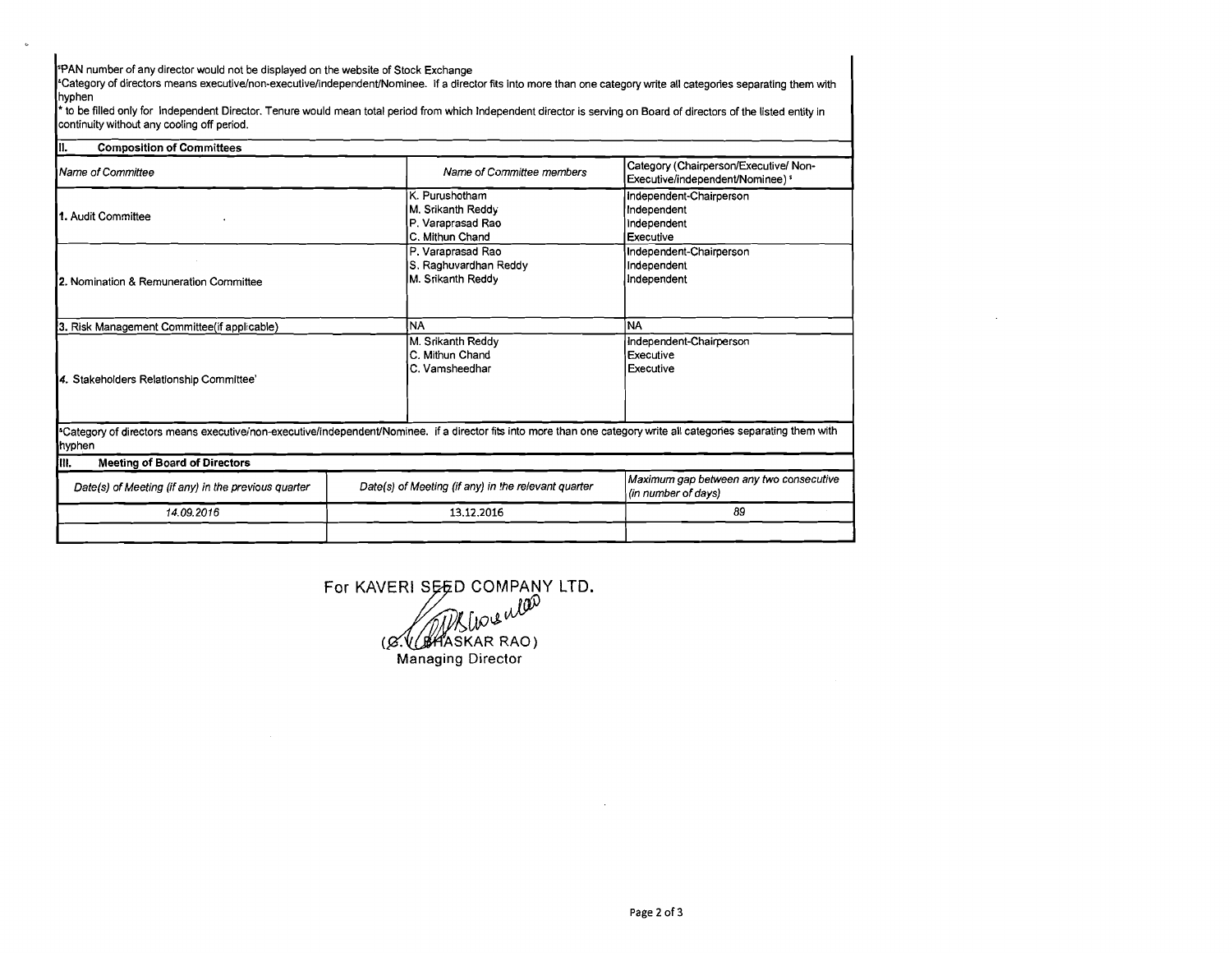[s]PAN number of any director would not be displayed on the website of Stock Exchange

[&]Category of directors means executive/non-executive/independent/Nominee. If a director fits into more than one category write all categories separating them with hyphen

\* to be filled only for Independent Director. Tenure would mean total period from which Independent director is serving on Board of directors of the listed entity in continuity without any cooling off period.

## II. Composition of Committees

| Name of Committee | Name of Committee members | Category (Chairperson/Executive/ Non-Executive/independent/Nominee) [&] |
|---|---|---|
| 1. Audit Committee | K. Purushotham<br>M. Srikanth Reddy<br>P. Varaprasad Rao<br>C. Mithun Chand | Independent-Chairperson<br>Independent<br>Independent<br>Executive |
| 2. Nomination & Remuneration Committee | P. Varaprasad Rao<br>S. Raghuvardhan Reddy<br>M. Srikanth Reddy | Independent-Chairperson<br>Independent<br>Independent |
| 3. Risk Management Committee(if applicable) | NA | NA |
| 4. Stakeholders Relationship Committee' | M. Srikanth Reddy<br>C. Mithun Chand<br>C. Vamsheedhar | Independent-Chairperson<br>Executive<br>Executive |

[&]Category of directors means executive/non-executive/independent/Nominee. If a director fits into more than one category write all categories separating them with hyphen

## III. Meeting of Board of Directors

| Date(s) of Meeting (if any) in the previous quarter | Date(s) of Meeting (if any) in the relevant quarter | Maximum gap between any two consecutive (in number of days) |
|---|---|---|
| 14.09.2016 | 13.12.2016 | 89 |
| | | |

For KAVERI SEED COMPANY LTD.

(G.V. BHASKAR RAO)
Managing Director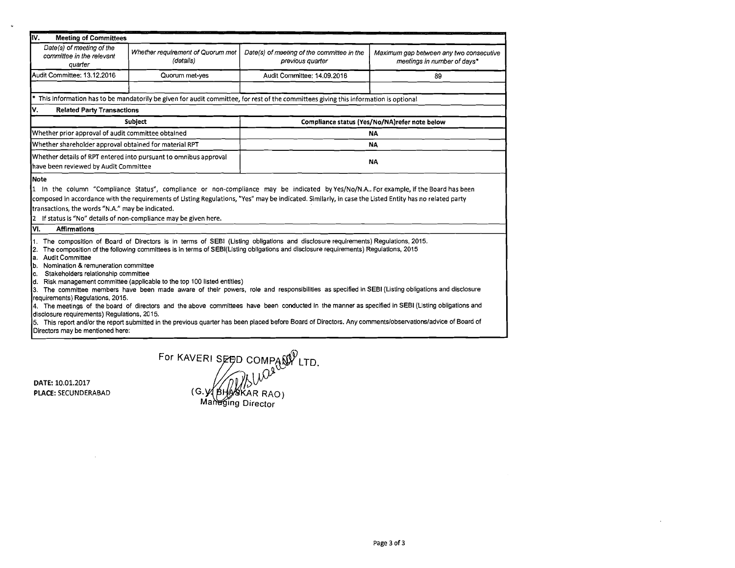## IV. Meeting of Committees

| *Date(s) of meeting of the committee in the relevant quarter* | *Whether requirement of Quorum met (details)* | *Date(s) of meeting of the committee in the previous quarter* | *Maximum gap between any two consecutive meetings in number of days** |
|---|---|---|---|
| Audit Committee: 13.12.2016 | Quorum met-yes | Audit Committee: 14.09.2016 | 89 |
| | | | |

* This information has to be mandatorily be given for audit committee, for rest of the committees giving this information is optional

## V. Related Party Transactions

| Subject | Compliance status (Yes/No/NA)refer note below |
|---|---|
| Whether prior approval of audit committee obtained | NA |
| Whether shareholder approval obtained for material RPT | NA |
| Whether details of RPT entered into pursuant to omnibus approval have been reviewed by Audit Committee | NA |

**Note**

1 In the column "Compliance Status", compliance or non-compliance may be indicated by Yes/No/N.A.. For example, if the Board has been composed in accordance with the requirements of Listing Regulations, "Yes" may be indicated. Similarly, in case the Listed Entity has no related party transactions, the words "N.A." may be indicated.

2 If status is "No" details of non-compliance may be given here.

## VI. Affirmations

1. The composition of Board of Directors is in terms of SEBI (Listing obligations and disclosure requirements) Regulations, 2015.
2. The composition of the following committees is in terms of SEBI(Listing obligations and disclosure requirements) Regulations, 2015
   a. Audit Committee
   b. Nomination & remuneration committee
   c. Stakeholders relationship committee
   d. Risk management committee (applicable to the top 100 listed entities)
3. The committee members have been made aware of their powers, role and responsibilities as specified in SEBI (Listing obligations and disclosure requirements) Regulations, 2015.
4. The meetings of the board of directors and the above committees have been conducted in the manner as specified in SEBI (Listing obligations and disclosure requirements) Regulations, 2015.
5. This report and/or the report submitted in the previous quarter has been placed before Board of Directors. Any comments/observations/advice of Board of Directors may be mentioned here:

For KAVERI SEED COMPANY LTD.

(G.V. BHASKAR RAO)
Managing Director

**DATE:** 10.01.2017
**PLACE:** SECUNDERABAD